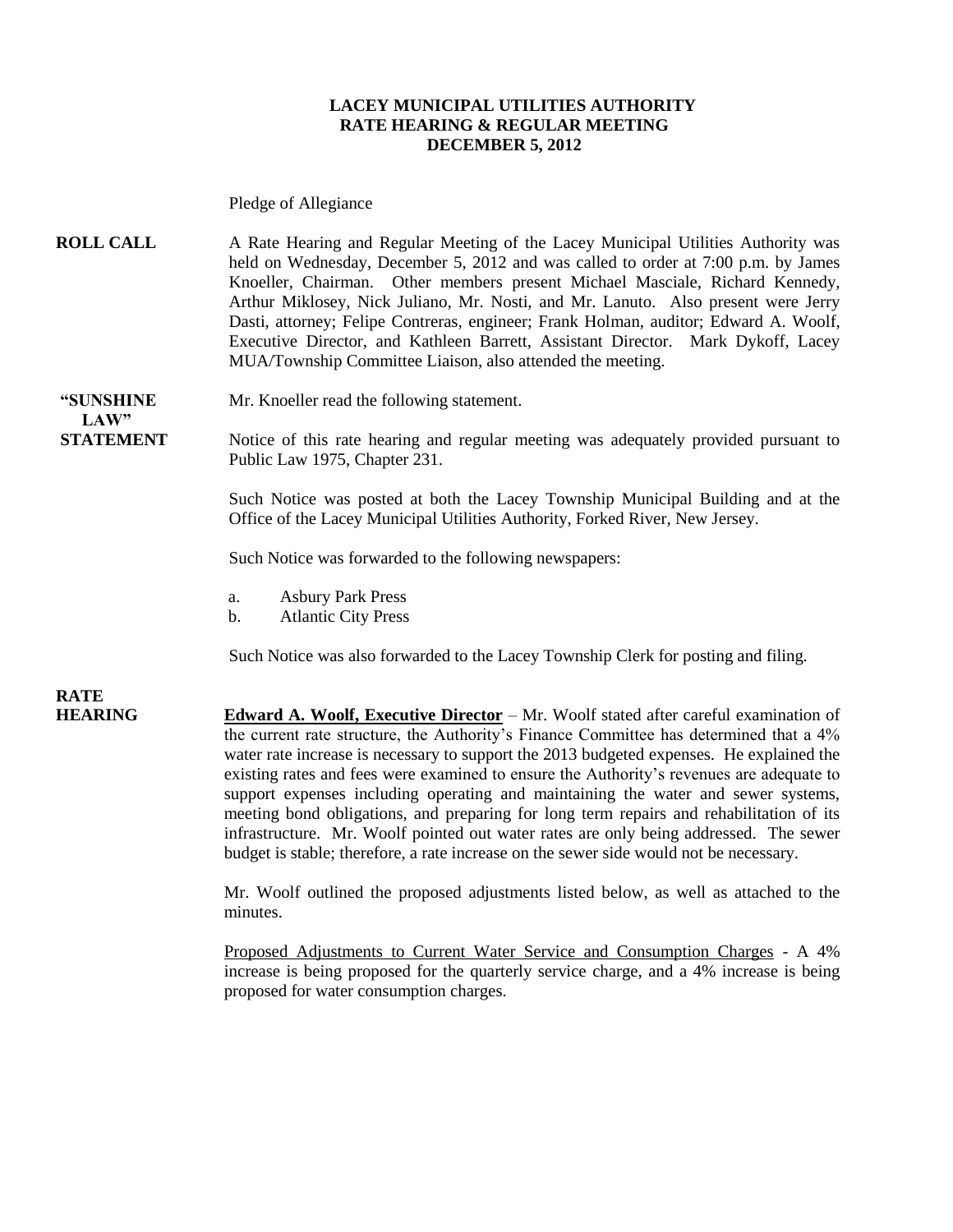# LACEY MUNICIPAL UTILITIES AUTHORITY
## RATE HEARING & REGULAR MEETING
## DECEMBER 5, 2012

Pledge of Allegiance

**ROLL CALL**

A Rate Hearing and Regular Meeting of the Lacey Municipal Utilities Authority was held on Wednesday, December 5, 2012 and was called to order at 7:00 p.m. by James Knoeller, Chairman. Other members present Michael Masciale, Richard Kennedy, Arthur Miklosey, Nick Juliano, Mr. Nosti, and Mr. Lanuto. Also present were Jerry Dasti, attorney; Felipe Contreras, engineer; Frank Holman, auditor; Edward A. Woolf, Executive Director, and Kathleen Barrett, Assistant Director. Mark Dykoff, Lacey MUA/Township Committee Liaison, also attended the meeting.

**"SUNSHINE LAW" STATEMENT**

Mr. Knoeller read the following statement.

Notice of this rate hearing and regular meeting was adequately provided pursuant to Public Law 1975, Chapter 231.

Such Notice was posted at both the Lacey Township Municipal Building and at the Office of the Lacey Municipal Utilities Authority, Forked River, New Jersey.

Such Notice was forwarded to the following newspapers:

a. Asbury Park Press
b. Atlantic City Press

Such Notice was also forwarded to the Lacey Township Clerk for posting and filing.

**RATE HEARING**

**Edward A. Woolf, Executive Director** – Mr. Woolf stated after careful examination of the current rate structure, the Authority's Finance Committee has determined that a 4% water rate increase is necessary to support the 2013 budgeted expenses. He explained the existing rates and fees were examined to ensure the Authority's revenues are adequate to support expenses including operating and maintaining the water and sewer systems, meeting bond obligations, and preparing for long term repairs and rehabilitation of its infrastructure. Mr. Woolf pointed out water rates are only being addressed. The sewer budget is stable; therefore, a rate increase on the sewer side would not be necessary.

Mr. Woolf outlined the proposed adjustments listed below, as well as attached to the minutes.

Proposed Adjustments to Current Water Service and Consumption Charges - A 4% increase is being proposed for the quarterly service charge, and a 4% increase is being proposed for water consumption charges.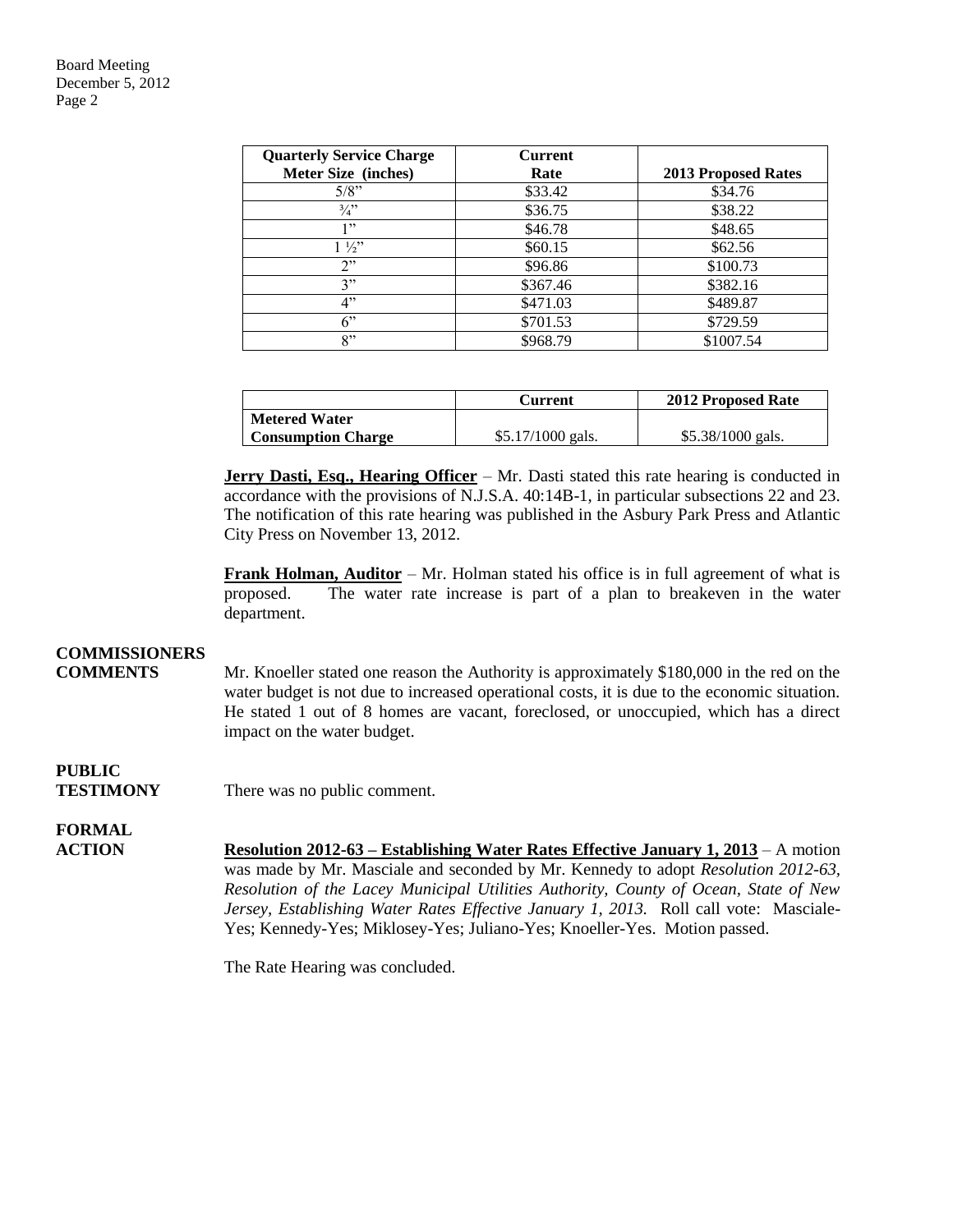| Quarterly Service Charge Meter Size (inches) | Current Rate | 2013 Proposed Rates |
|---|---|---|
| 5/8" | $33.42 | $34.76 |
| ¾" | $36.75 | $38.22 |
| 1" | $46.78 | $48.65 |
| 1 ½" | $60.15 | $62.56 |
| 2" | $96.86 | $100.73 |
| 3" | $367.46 | $382.16 |
| 4" | $471.03 | $489.87 |
| 6" | $701.53 | $729.59 |
| 8" | $968.79 | $1007.54 |

| | Current | 2012 Proposed Rate |
|---|---|---|
| **Metered Water Consumption Charge** | $5.17/1000 gals. | $5.38/1000 gals. |

**Jerry Dasti, Esq., Hearing Officer** – Mr. Dasti stated this rate hearing is conducted in accordance with the provisions of N.J.S.A. 40:14B-1, in particular subsections 22 and 23. The notification of this rate hearing was published in the Asbury Park Press and Atlantic City Press on November 13, 2012.

**Frank Holman, Auditor** – Mr. Holman stated his office is in full agreement of what is proposed. The water rate increase is part of a plan to breakeven in the water department.

**COMMISSIONERS COMMENTS**

Mr. Knoeller stated one reason the Authority is approximately $180,000 in the red on the water budget is not due to increased operational costs, it is due to the economic situation. He stated 1 out of 8 homes are vacant, foreclosed, or unoccupied, which has a direct impact on the water budget.

**PUBLIC TESTIMONY**

There was no public comment.

**FORMAL ACTION**

**Resolution 2012-63 – Establishing Water Rates Effective January 1, 2013** – A motion was made by Mr. Masciale and seconded by Mr. Kennedy to adopt *Resolution 2012-63, Resolution of the Lacey Municipal Utilities Authority, County of Ocean, State of New Jersey, Establishing Water Rates Effective January 1, 2013.* Roll call vote: Masciale-Yes; Kennedy-Yes; Miklosey-Yes; Juliano-Yes; Knoeller-Yes. Motion passed.

The Rate Hearing was concluded.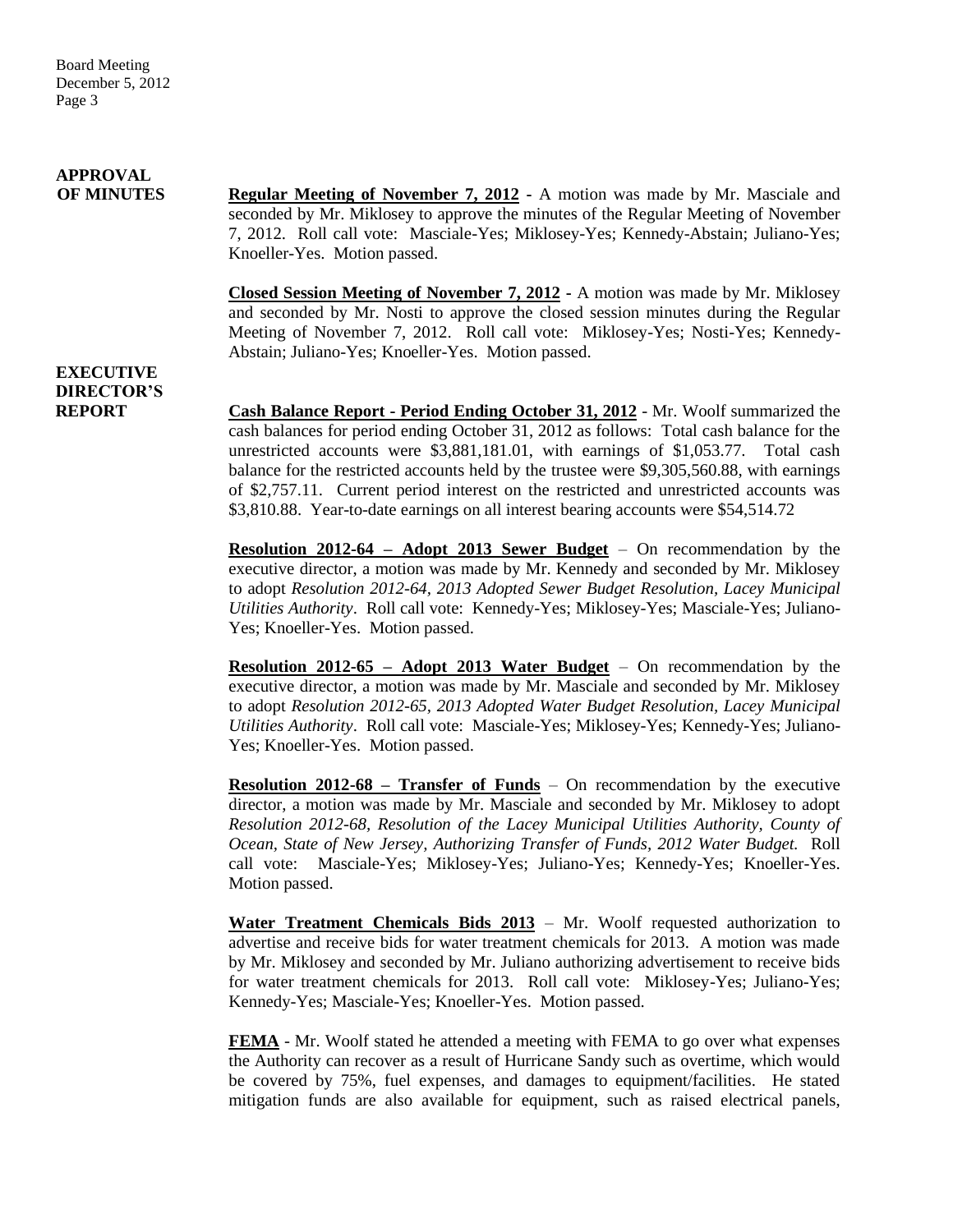**APPROVAL OF MINUTES**

**Regular Meeting of November 7, 2012** - A motion was made by Mr. Masciale and seconded by Mr. Miklosey to approve the minutes of the Regular Meeting of November 7, 2012. Roll call vote: Masciale-Yes; Miklosey-Yes; Kennedy-Abstain; Juliano-Yes; Knoeller-Yes. Motion passed.

**Closed Session Meeting of November 7, 2012** - A motion was made by Mr. Miklosey and seconded by Mr. Nosti to approve the closed session minutes during the Regular Meeting of November 7, 2012. Roll call vote: Miklosey-Yes; Nosti-Yes; Kennedy-Abstain; Juliano-Yes; Knoeller-Yes. Motion passed.

**EXECUTIVE DIRECTOR'S REPORT**

**Cash Balance Report - Period Ending October 31, 2012** - Mr. Woolf summarized the cash balances for period ending October 31, 2012 as follows: Total cash balance for the unrestricted accounts were $3,881,181.01, with earnings of $1,053.77. Total cash balance for the restricted accounts held by the trustee were $9,305,560.88, with earnings of $2,757.11. Current period interest on the restricted and unrestricted accounts was $3,810.88. Year-to-date earnings on all interest bearing accounts were $54,514.72

**Resolution 2012-64 – Adopt 2013 Sewer Budget** – On recommendation by the executive director, a motion was made by Mr. Kennedy and seconded by Mr. Miklosey to adopt *Resolution 2012-64, 2013 Adopted Sewer Budget Resolution, Lacey Municipal Utilities Authority*. Roll call vote: Kennedy-Yes; Miklosey-Yes; Masciale-Yes; Juliano-Yes; Knoeller-Yes. Motion passed.

**Resolution 2012-65 – Adopt 2013 Water Budget** – On recommendation by the executive director, a motion was made by Mr. Masciale and seconded by Mr. Miklosey to adopt *Resolution 2012-65, 2013 Adopted Water Budget Resolution, Lacey Municipal Utilities Authority*. Roll call vote: Masciale-Yes; Miklosey-Yes; Kennedy-Yes; Juliano-Yes; Knoeller-Yes. Motion passed.

**Resolution 2012-68 – Transfer of Funds** – On recommendation by the executive director, a motion was made by Mr. Masciale and seconded by Mr. Miklosey to adopt *Resolution 2012-68, Resolution of the Lacey Municipal Utilities Authority, County of Ocean, State of New Jersey, Authorizing Transfer of Funds, 2012 Water Budget.* Roll call vote: Masciale-Yes; Miklosey-Yes; Juliano-Yes; Kennedy-Yes; Knoeller-Yes. Motion passed.

**Water Treatment Chemicals Bids 2013** – Mr. Woolf requested authorization to advertise and receive bids for water treatment chemicals for 2013. A motion was made by Mr. Miklosey and seconded by Mr. Juliano authorizing advertisement to receive bids for water treatment chemicals for 2013. Roll call vote: Miklosey-Yes; Juliano-Yes; Kennedy-Yes; Masciale-Yes; Knoeller-Yes. Motion passed.

**FEMA** - Mr. Woolf stated he attended a meeting with FEMA to go over what expenses the Authority can recover as a result of Hurricane Sandy such as overtime, which would be covered by 75%, fuel expenses, and damages to equipment/facilities. He stated mitigation funds are also available for equipment, such as raised electrical panels,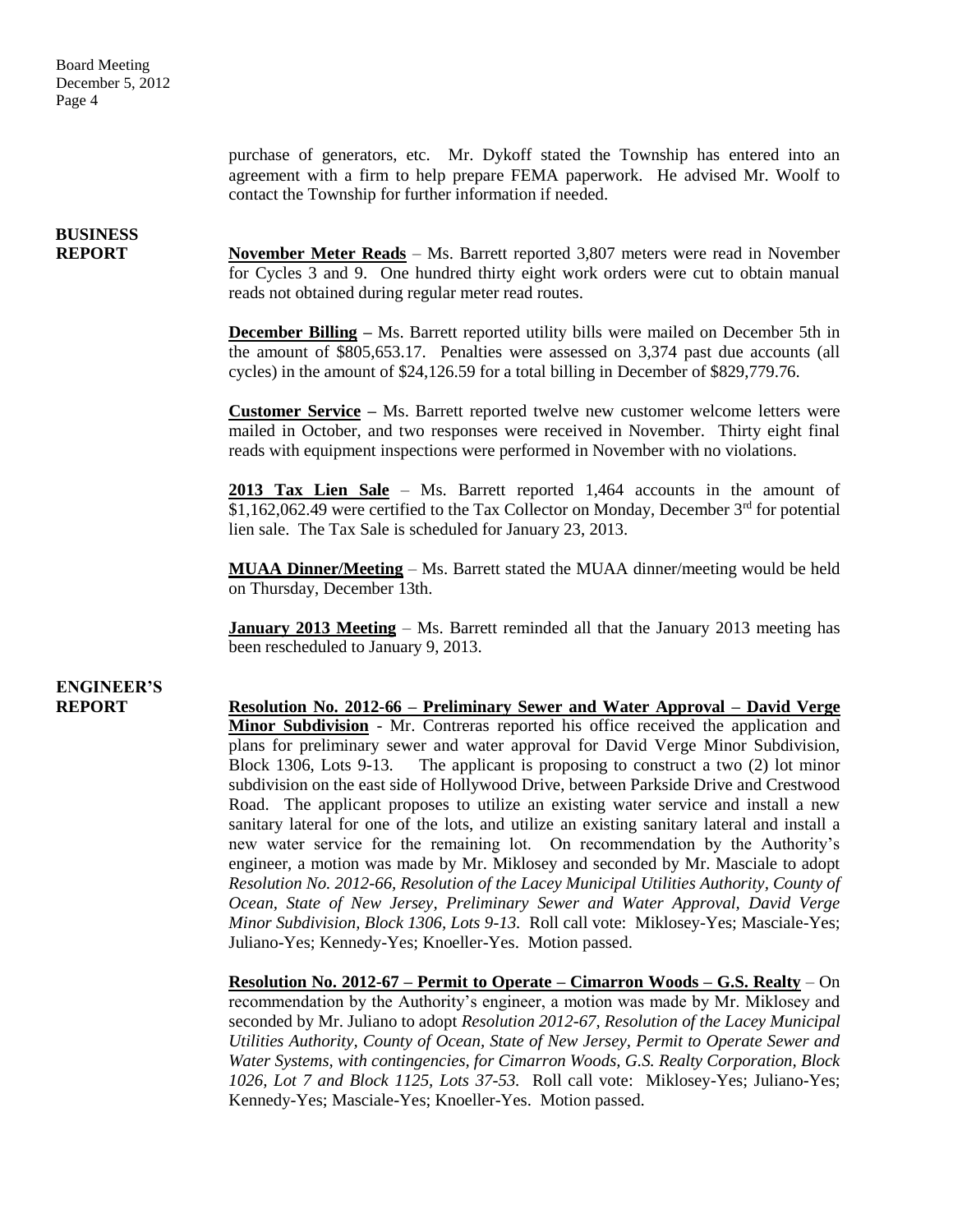purchase of generators, etc. Mr. Dykoff stated the Township has entered into an agreement with a firm to help prepare FEMA paperwork. He advised Mr. Woolf to contact the Township for further information if needed.

**BUSINESS REPORT**

**November Meter Reads** – Ms. Barrett reported 3,807 meters were read in November for Cycles 3 and 9. One hundred thirty eight work orders were cut to obtain manual reads not obtained during regular meter read routes.

**December Billing** – Ms. Barrett reported utility bills were mailed on December 5th in the amount of $805,653.17. Penalties were assessed on 3,374 past due accounts (all cycles) in the amount of $24,126.59 for a total billing in December of $829,779.76.

**Customer Service** – Ms. Barrett reported twelve new customer welcome letters were mailed in October, and two responses were received in November. Thirty eight final reads with equipment inspections were performed in November with no violations.

**2013 Tax Lien Sale** – Ms. Barrett reported 1,464 accounts in the amount of $1,162,062.49 were certified to the Tax Collector on Monday, December 3rd for potential lien sale. The Tax Sale is scheduled for January 23, 2013.

**MUAA Dinner/Meeting** – Ms. Barrett stated the MUAA dinner/meeting would be held on Thursday, December 13th.

**January 2013 Meeting** – Ms. Barrett reminded all that the January 2013 meeting has been rescheduled to January 9, 2013.

**ENGINEER'S REPORT**

**Resolution No. 2012-66 – Preliminary Sewer and Water Approval – David Verge Minor Subdivision** - Mr. Contreras reported his office received the application and plans for preliminary sewer and water approval for David Verge Minor Subdivision, Block 1306, Lots 9-13. The applicant is proposing to construct a two (2) lot minor subdivision on the east side of Hollywood Drive, between Parkside Drive and Crestwood Road. The applicant proposes to utilize an existing water service and install a new sanitary lateral for one of the lots, and utilize an existing sanitary lateral and install a new water service for the remaining lot. On recommendation by the Authority's engineer, a motion was made by Mr. Miklosey and seconded by Mr. Masciale to adopt *Resolution No. 2012-66, Resolution of the Lacey Municipal Utilities Authority, County of Ocean, State of New Jersey, Preliminary Sewer and Water Approval, David Verge Minor Subdivision, Block 1306, Lots 9-13.* Roll call vote: Miklosey-Yes; Masciale-Yes; Juliano-Yes; Kennedy-Yes; Knoeller-Yes. Motion passed.

**Resolution No. 2012-67 – Permit to Operate – Cimarron Woods – G.S. Realty** – On recommendation by the Authority's engineer, a motion was made by Mr. Miklosey and seconded by Mr. Juliano to adopt *Resolution 2012-67, Resolution of the Lacey Municipal Utilities Authority, County of Ocean, State of New Jersey, Permit to Operate Sewer and Water Systems, with contingencies, for Cimarron Woods, G.S. Realty Corporation, Block 1026, Lot 7 and Block 1125, Lots 37-53.* Roll call vote: Miklosey-Yes; Juliano-Yes; Kennedy-Yes; Masciale-Yes; Knoeller-Yes. Motion passed.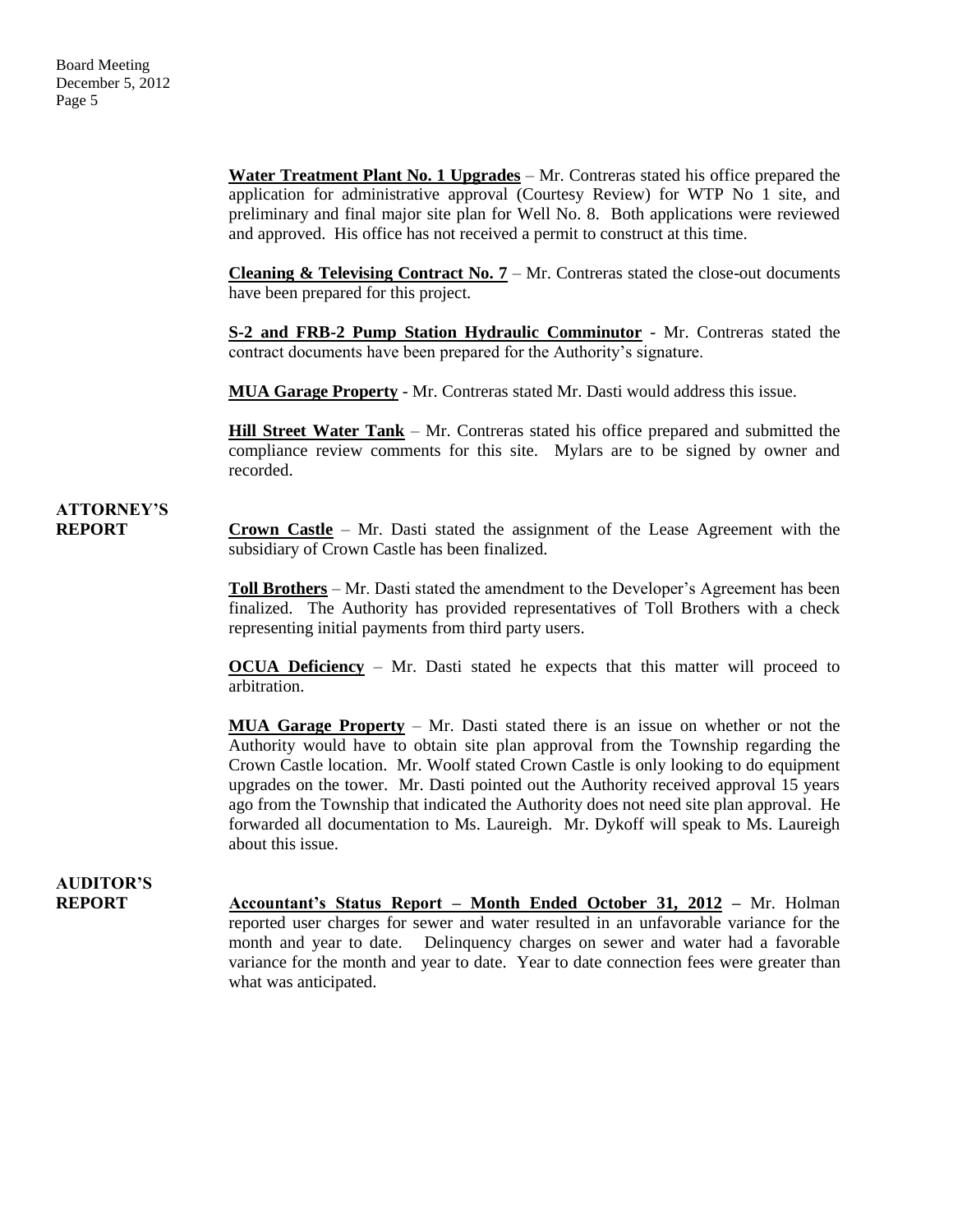**Water Treatment Plant No. 1 Upgrades** – Mr. Contreras stated his office prepared the application for administrative approval (Courtesy Review) for WTP No 1 site, and preliminary and final major site plan for Well No. 8. Both applications were reviewed and approved. His office has not received a permit to construct at this time.

**Cleaning & Televising Contract No. 7** – Mr. Contreras stated the close-out documents have been prepared for this project.

**S-2 and FRB-2 Pump Station Hydraulic Comminutor** - Mr. Contreras stated the contract documents have been prepared for the Authority's signature.

**MUA Garage Property** - Mr. Contreras stated Mr. Dasti would address this issue.

**Hill Street Water Tank** – Mr. Contreras stated his office prepared and submitted the compliance review comments for this site. Mylars are to be signed by owner and recorded.

## ATTORNEY'S REPORT

**Crown Castle** – Mr. Dasti stated the assignment of the Lease Agreement with the subsidiary of Crown Castle has been finalized.

**Toll Brothers** – Mr. Dasti stated the amendment to the Developer's Agreement has been finalized. The Authority has provided representatives of Toll Brothers with a check representing initial payments from third party users.

**OCUA Deficiency** – Mr. Dasti stated he expects that this matter will proceed to arbitration.

**MUA Garage Property** – Mr. Dasti stated there is an issue on whether or not the Authority would have to obtain site plan approval from the Township regarding the Crown Castle location. Mr. Woolf stated Crown Castle is only looking to do equipment upgrades on the tower. Mr. Dasti pointed out the Authority received approval 15 years ago from the Township that indicated the Authority does not need site plan approval. He forwarded all documentation to Ms. Laureigh. Mr. Dykoff will speak to Ms. Laureigh about this issue.

## AUDITOR'S REPORT

**Accountant's Status Report – Month Ended October 31, 2012** – Mr. Holman reported user charges for sewer and water resulted in an unfavorable variance for the month and year to date. Delinquency charges on sewer and water had a favorable variance for the month and year to date. Year to date connection fees were greater than what was anticipated.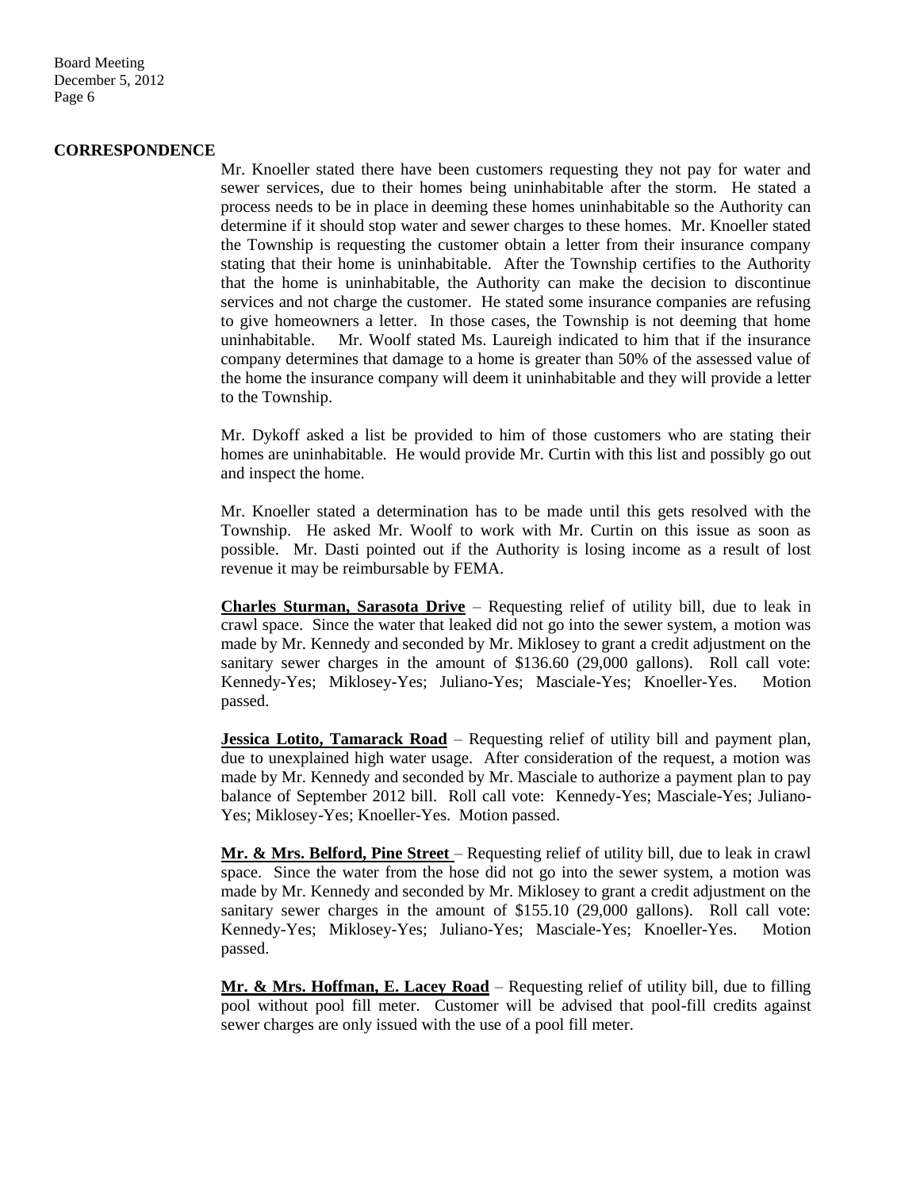## CORRESPONDENCE

Mr. Knoeller stated there have been customers requesting they not pay for water and sewer services, due to their homes being uninhabitable after the storm. He stated a process needs to be in place in deeming these homes uninhabitable so the Authority can determine if it should stop water and sewer charges to these homes. Mr. Knoeller stated the Township is requesting the customer obtain a letter from their insurance company stating that their home is uninhabitable. After the Township certifies to the Authority that the home is uninhabitable, the Authority can make the decision to discontinue services and not charge the customer. He stated some insurance companies are refusing to give homeowners a letter. In those cases, the Township is not deeming that home uninhabitable. Mr. Woolf stated Ms. Laureigh indicated to him that if the insurance company determines that damage to a home is greater than 50% of the assessed value of the home the insurance company will deem it uninhabitable and they will provide a letter to the Township.

Mr. Dykoff asked a list be provided to him of those customers who are stating their homes are uninhabitable. He would provide Mr. Curtin with this list and possibly go out and inspect the home.

Mr. Knoeller stated a determination has to be made until this gets resolved with the Township. He asked Mr. Woolf to work with Mr. Curtin on this issue as soon as possible. Mr. Dasti pointed out if the Authority is losing income as a result of lost revenue it may be reimbursable by FEMA.

**Charles Sturman, Sarasota Drive** – Requesting relief of utility bill, due to leak in crawl space. Since the water that leaked did not go into the sewer system, a motion was made by Mr. Kennedy and seconded by Mr. Miklosey to grant a credit adjustment on the sanitary sewer charges in the amount of $136.60 (29,000 gallons). Roll call vote: Kennedy-Yes; Miklosey-Yes; Juliano-Yes; Masciale-Yes; Knoeller-Yes. Motion passed.

**Jessica Lotito, Tamarack Road** – Requesting relief of utility bill and payment plan, due to unexplained high water usage. After consideration of the request, a motion was made by Mr. Kennedy and seconded by Mr. Masciale to authorize a payment plan to pay balance of September 2012 bill. Roll call vote: Kennedy-Yes; Masciale-Yes; Juliano-Yes; Miklosey-Yes; Knoeller-Yes. Motion passed.

**Mr. & Mrs. Belford, Pine Street** – Requesting relief of utility bill, due to leak in crawl space. Since the water from the hose did not go into the sewer system, a motion was made by Mr. Kennedy and seconded by Mr. Miklosey to grant a credit adjustment on the sanitary sewer charges in the amount of $155.10 (29,000 gallons). Roll call vote: Kennedy-Yes; Miklosey-Yes; Juliano-Yes; Masciale-Yes; Knoeller-Yes. Motion passed.

**Mr. & Mrs. Hoffman, E. Lacey Road** – Requesting relief of utility bill, due to filling pool without pool fill meter. Customer will be advised that pool-fill credits against sewer charges are only issued with the use of a pool fill meter.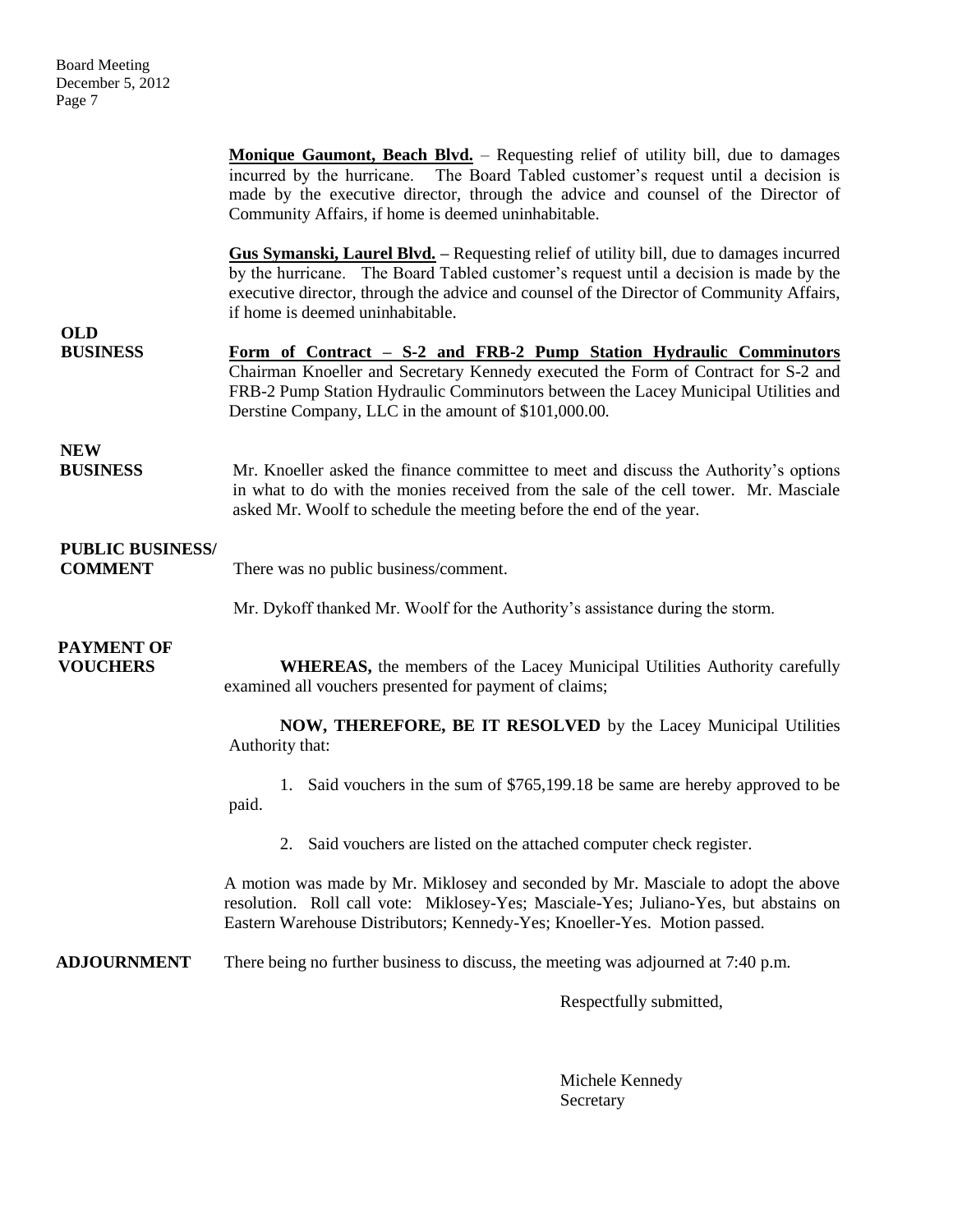**Monique Gaumont, Beach Blvd.** – Requesting relief of utility bill, due to damages incurred by the hurricane. The Board Tabled customer's request until a decision is made by the executive director, through the advice and counsel of the Director of Community Affairs, if home is deemed uninhabitable.

**Gus Symanski, Laurel Blvd.** – Requesting relief of utility bill, due to damages incurred by the hurricane. The Board Tabled customer's request until a decision is made by the executive director, through the advice and counsel of the Director of Community Affairs, if home is deemed uninhabitable.

**OLD BUSINESS**

**Form of Contract – S-2 and FRB-2 Pump Station Hydraulic Comminutors**
Chairman Knoeller and Secretary Kennedy executed the Form of Contract for S-2 and FRB-2 Pump Station Hydraulic Comminutors between the Lacey Municipal Utilities and Derstine Company, LLC in the amount of $101,000.00.

**NEW BUSINESS**

Mr. Knoeller asked the finance committee to meet and discuss the Authority's options in what to do with the monies received from the sale of the cell tower. Mr. Masciale asked Mr. Woolf to schedule the meeting before the end of the year.

**PUBLIC BUSINESS/ COMMENT**

There was no public business/comment.

Mr. Dykoff thanked Mr. Woolf for the Authority's assistance during the storm.

**PAYMENT OF VOUCHERS**

**WHEREAS,** the members of the Lacey Municipal Utilities Authority carefully examined all vouchers presented for payment of claims;

**NOW, THEREFORE, BE IT RESOLVED** by the Lacey Municipal Utilities Authority that:

1. Said vouchers in the sum of $765,199.18 be same are hereby approved to be paid.
2. Said vouchers are listed on the attached computer check register.

A motion was made by Mr. Miklosey and seconded by Mr. Masciale to adopt the above resolution. Roll call vote: Miklosey-Yes; Masciale-Yes; Juliano-Yes, but abstains on Eastern Warehouse Distributors; Kennedy-Yes; Knoeller-Yes. Motion passed.

**ADJOURNMENT**

There being no further business to discuss, the meeting was adjourned at 7:40 p.m.

Respectfully submitted,

Michele Kennedy
Secretary